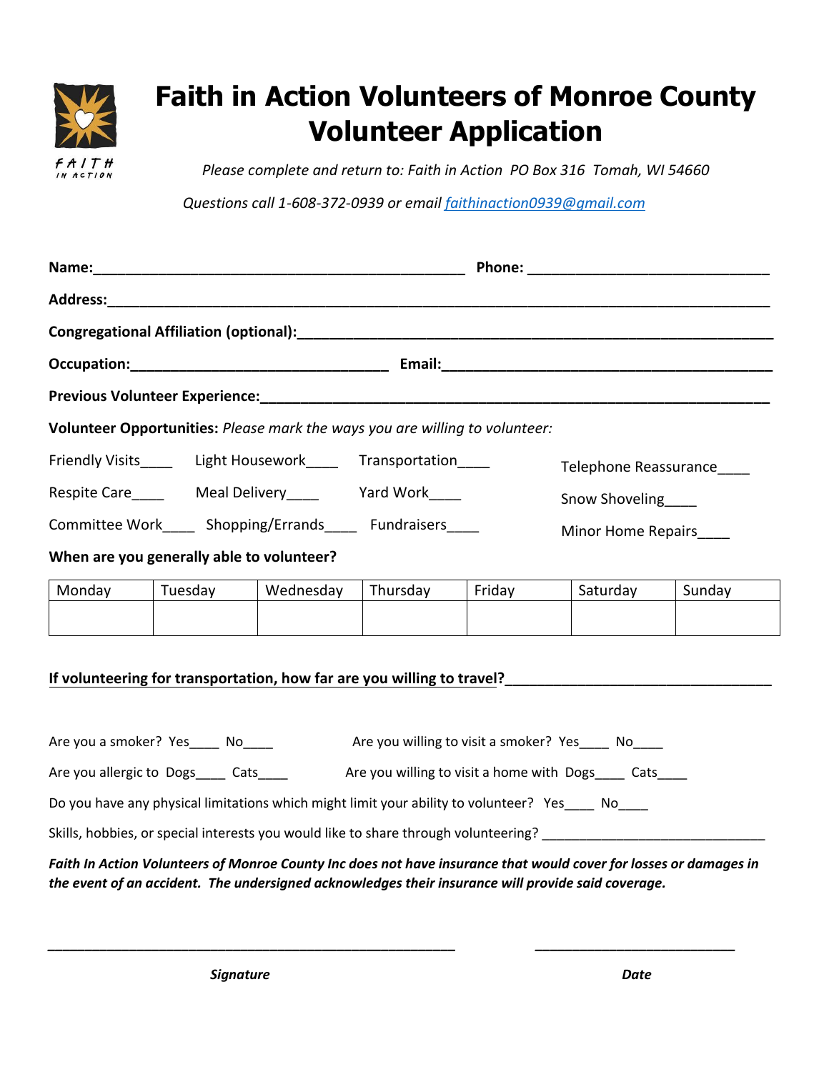# Faith in Action Volunteers of Monroe County Volunteer Application

*Please complete and return to: Faith in Action PO Box 316 Tomah, WI 54660*

*Questions call 1-608-372-0939 or email faithinaction0939@gmail.com*

**Name:**_______________________________________________ **Phone:** ____________________________

**Address:**_________________________________________________________________________________

**Congregational Affiliation (optional):**________________________________________________________

**Occupation:**________________________________ **Email:**__________________________________________

**Previous Volunteer Experience:**____________________________________________________________

**Volunteer Opportunities:** *Please mark the ways you are willing to volunteer:*

Friendly Visits____ Light Housework____ Transportation____ Telephone Reassurance____

Respite Care____ Meal Delivery____ Yard Work____ Snow Shoveling____

Committee Work____ Shopping/Errands____ Fundraisers____ Minor Home Repairs____

**When are you generally able to volunteer?**

| Monday | Tuesday | Wednesday | Thursday | Friday | Saturday | Sunday |
|---|---|---|---|---|---|---|
| | | | | | | |

**If volunteering for transportation, how far are you willing to travel?**________________________________

Are you a smoker? Yes____ No____ Are you willing to visit a smoker? Yes____ No____

Are you allergic to Dogs____ Cats____ Are you willing to visit a home with Dogs____ Cats____

Do you have any physical limitations which might limit your ability to volunteer? Yes____ No____

Skills, hobbies, or special interests you would like to share through volunteering? ____________________________

***Faith In Action Volunteers of Monroe County Inc does not have insurance that would cover for losses or damages in the event of an accident. The undersigned acknowledges their insurance will provide said coverage.***

_____________________________________________________ __________________________

***Signature*** ***Date***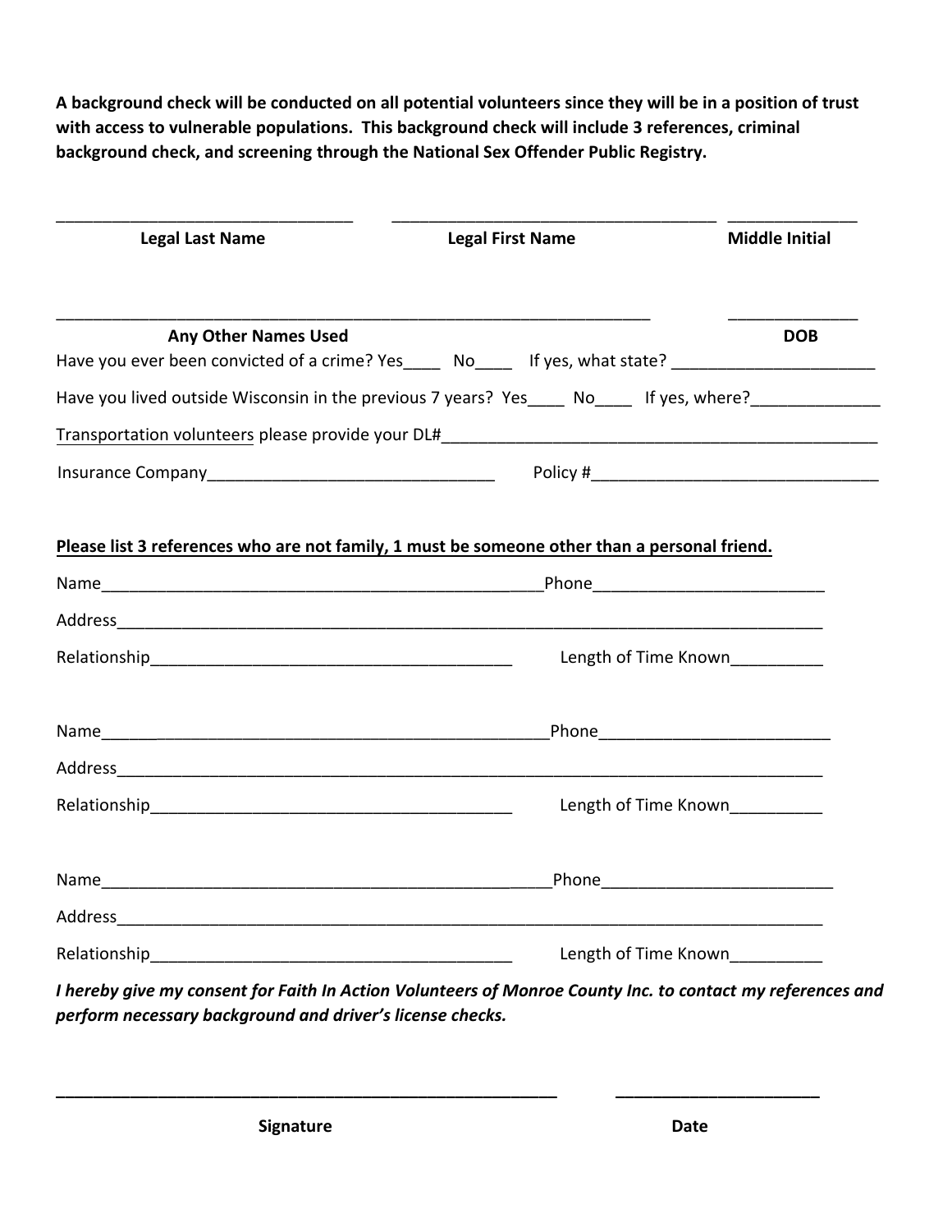**A background check will be conducted on all potential volunteers since they will be in a position of trust with access to vulnerable populations. This background check will include 3 references, criminal background check, and screening through the National Sex Offender Public Registry.**

| | | |
|---|---|---|
| _______________________________ | _______________________________ | ______________ |
| **Legal Last Name** | **Legal First Name** | **Middle Initial** |

| | |
|---|---|
| _______________________________________________________________ | ______________ |
| **Any Other Names Used** | **DOB** |

Have you ever been convicted of a crime? Yes____ No____ If yes, what state? ______________________

Have you lived outside Wisconsin in the previous 7 years? Yes____ No____ If yes, where?______________

Transportation volunteers please provide your DL#_______________________________________________

Insurance Company_______________________________ Policy #_______________________________

**Please list 3 references who are not family, 1 must be someone other than a personal friend.**

Name_______________________________________________Phone_________________________

Address_____________________________________________________________________________

Relationship________________________________________ Length of Time Known__________

Name_______________________________________________Phone_________________________

Address_____________________________________________________________________________

Relationship________________________________________ Length of Time Known__________

Name_______________________________________________Phone_________________________

Address_____________________________________________________________________________

Relationship________________________________________ Length of Time Known__________

***I hereby give my consent for Faith In Action Volunteers of Monroe County Inc. to contact my references and perform necessary background and driver's license checks.***

| | |
|---|---|
| _______________________________________________________ | ______________________ |
| **Signature** | **Date** |